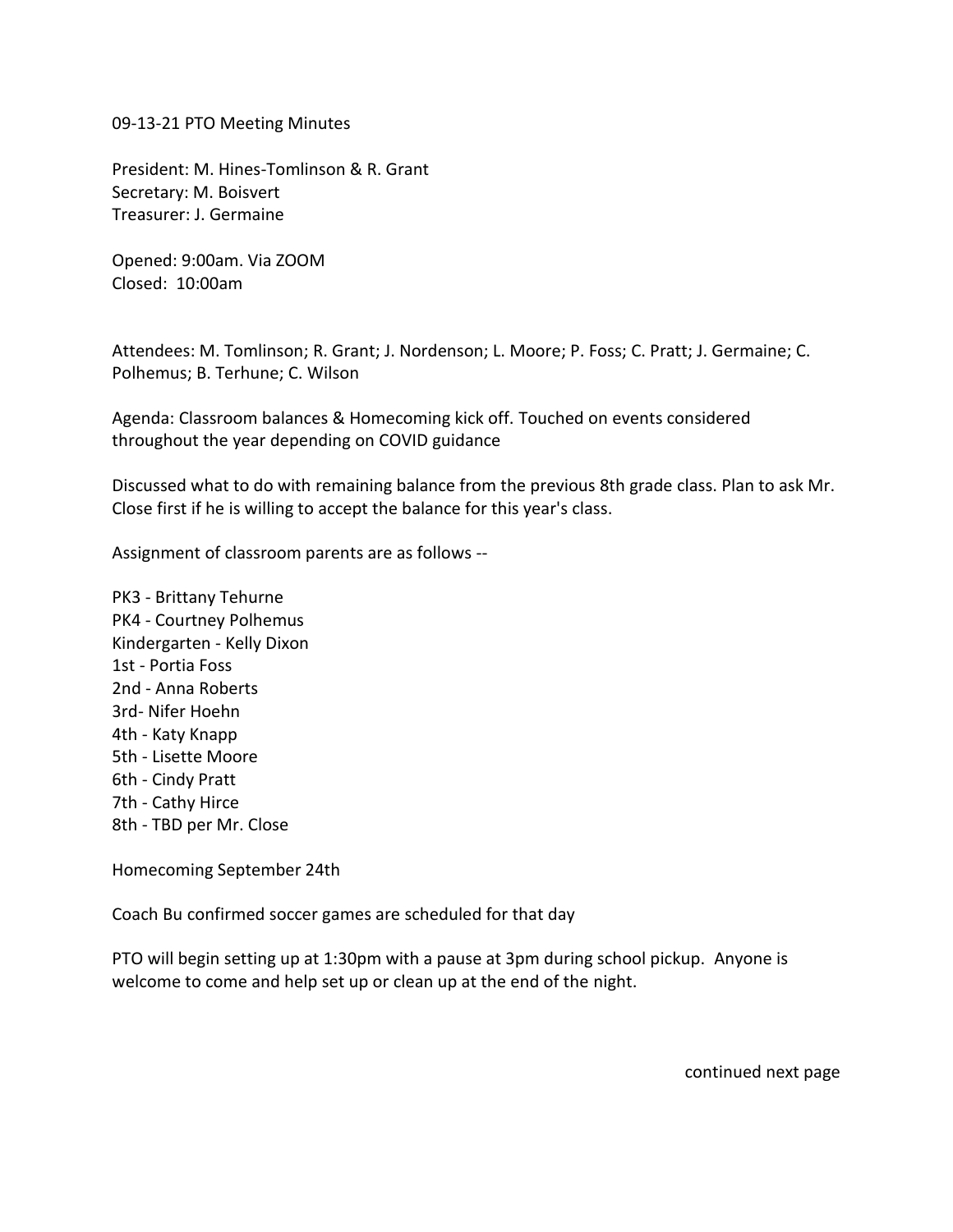09-13-21 PTO Meeting Minutes

President: M. Hines-Tomlinson & R. Grant
Secretary: M. Boisvert
Treasurer: J. Germaine

Opened: 9:00am. Via ZOOM
Closed: 10:00am

Attendees: M. Tomlinson; R. Grant; J. Nordenson; L. Moore; P. Foss; C. Pratt; J. Germaine; C. Polhemus; B. Terhune; C. Wilson

Agenda: Classroom balances & Homecoming kick off. Touched on events considered throughout the year depending on COVID guidance

Discussed what to do with remaining balance from the previous 8th grade class. Plan to ask Mr. Close first if he is willing to accept the balance for this year's class.

Assignment of classroom parents are as follows --

PK3 - Brittany Tehurne
PK4 - Courtney Polhemus
Kindergarten - Kelly Dixon
1st - Portia Foss
2nd - Anna Roberts
3rd- Nifer Hoehn
4th - Katy Knapp
5th - Lisette Moore
6th - Cindy Pratt
7th - Cathy Hirce
8th - TBD per Mr. Close

Homecoming September 24th

Coach Bu confirmed soccer games are scheduled for that day

PTO will begin setting up at 1:30pm with a pause at 3pm during school pickup. Anyone is welcome to come and help set up or clean up at the end of the night.

continued next page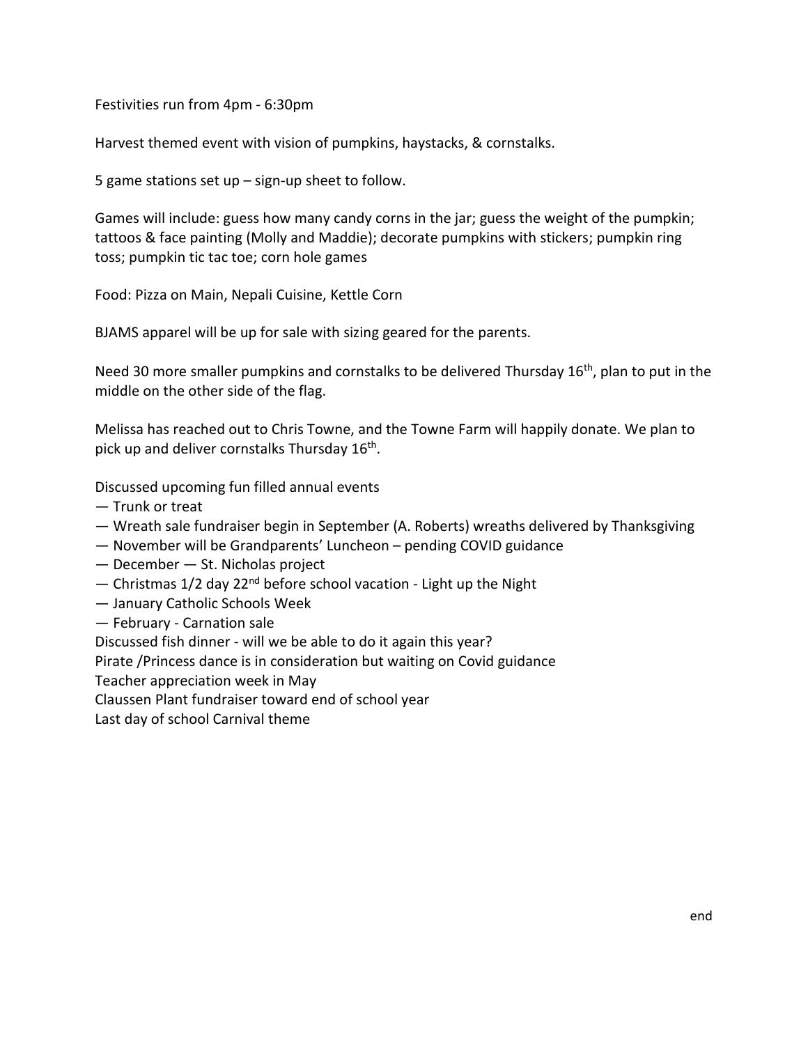Festivities run from 4pm - 6:30pm

Harvest themed event with vision of pumpkins, haystacks, & cornstalks.

5 game stations set up – sign-up sheet to follow.

Games will include: guess how many candy corns in the jar; guess the weight of the pumpkin; tattoos & face painting (Molly and Maddie); decorate pumpkins with stickers; pumpkin ring toss; pumpkin tic tac toe; corn hole games

Food: Pizza on Main, Nepali Cuisine, Kettle Corn

BJAMS apparel will be up for sale with sizing geared for the parents.

Need 30 more smaller pumpkins and cornstalks to be delivered Thursday 16th, plan to put in the middle on the other side of the flag.

Melissa has reached out to Chris Towne, and the Towne Farm will happily donate. We plan to pick up and deliver cornstalks Thursday 16th.

Discussed upcoming fun filled annual events

— Trunk or treat
— Wreath sale fundraiser begin in September (A. Roberts) wreaths delivered by Thanksgiving
— November will be Grandparents' Luncheon – pending COVID guidance
— December — St. Nicholas project
— Christmas 1/2 day 22nd before school vacation - Light up the Night
— January Catholic Schools Week
— February - Carnation sale

Discussed fish dinner - will we be able to do it again this year?
Pirate /Princess dance is in consideration but waiting on Covid guidance
Teacher appreciation week in May
Claussen Plant fundraiser toward end of school year
Last day of school Carnival theme

end